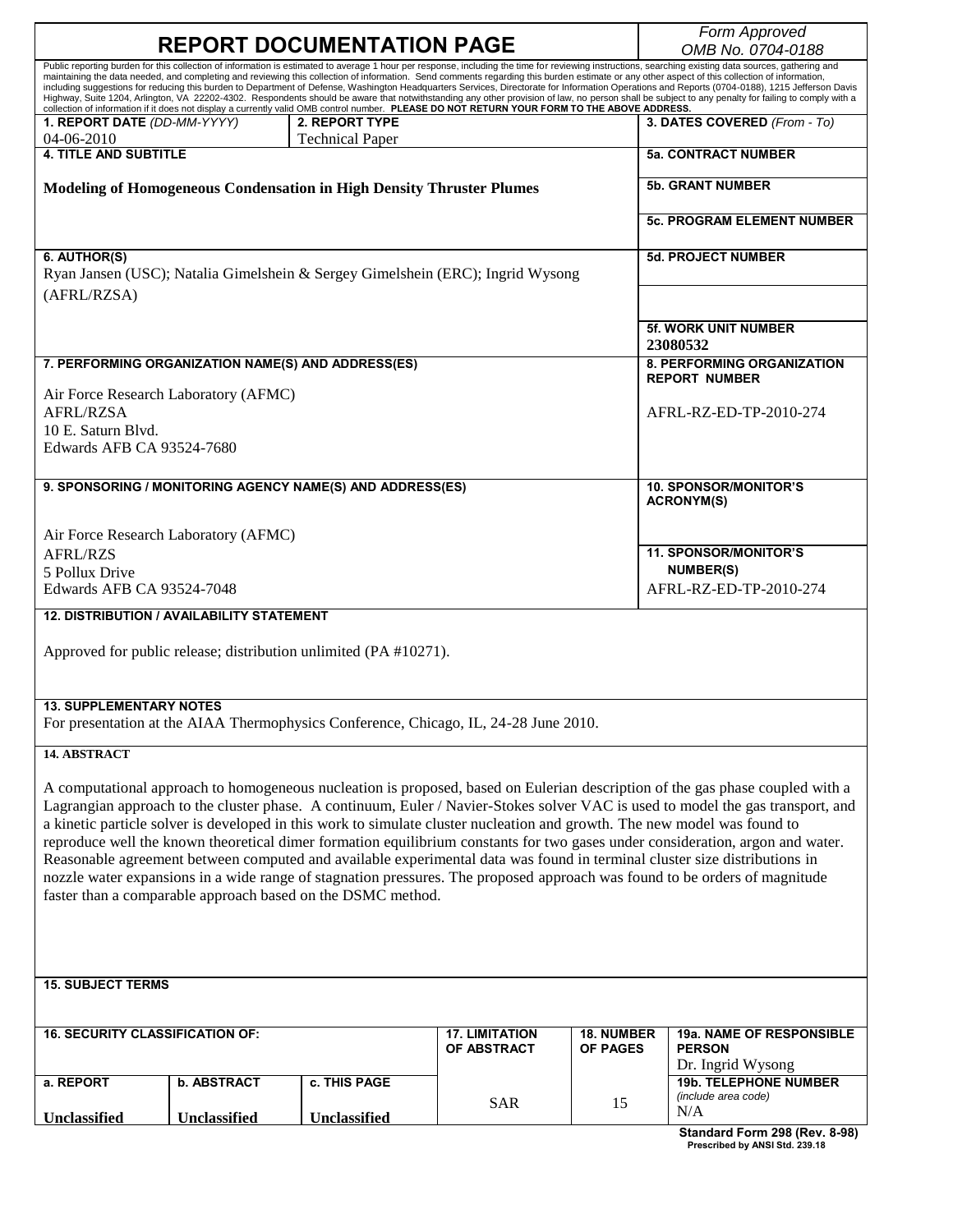# REPORT DOCUMENTATION PAGE

*Form Approved*
*OMB No. 0704-0188*

Public reporting burden for this collection of information is estimated to average 1 hour per response, including the time for reviewing instructions, searching existing data sources, gathering and maintaining the data needed, and completing and reviewing this collection of information. Send comments regarding this burden estimate or any other aspect of this collection of information, including suggestions for reducing this burden to Department of Defense, Washington Headquarters Services, Directorate for Information Operations and Reports (0704-0188), 1215 Jefferson Davis Highway, Suite 1204, Arlington, VA 22202-4302. Respondents should be aware that notwithstanding any other provision of law, no person shall be subject to any penalty for failing to comply with a collection of information if it does not display a currently valid OMB control number. **PLEASE DO NOT RETURN YOUR FORM TO THE ABOVE ADDRESS.**

| **1. REPORT DATE** *(DD-MM-YYYY)* | **2. REPORT TYPE** | **3. DATES COVERED** *(From - To)* |
|---|---|---|
| 04-06-2010 | Technical Paper | |

**4. TITLE AND SUBTITLE**

**Modeling of Homogeneous Condensation in High Density Thruster Plumes**

**5a. CONTRACT NUMBER**

**5b. GRANT NUMBER**

**5c. PROGRAM ELEMENT NUMBER**

**6. AUTHOR(S)**

Ryan Jansen (USC); Natalia Gimelshein & Sergey Gimelshein (ERC); Ingrid Wysong (AFRL/RZSA)

**5d. PROJECT NUMBER**

**5f. WORK UNIT NUMBER**
23080532

**7. PERFORMING ORGANIZATION NAME(S) AND ADDRESS(ES)**

Air Force Research Laboratory (AFMC)
AFRL/RZSA
10 E. Saturn Blvd.
Edwards AFB CA 93524-7680

**8. PERFORMING ORGANIZATION REPORT NUMBER**

AFRL-RZ-ED-TP-2010-274

**9. SPONSORING / MONITORING AGENCY NAME(S) AND ADDRESS(ES)**

Air Force Research Laboratory (AFMC)
AFRL/RZS
5 Pollux Drive
Edwards AFB CA 93524-7048

**10. SPONSOR/MONITOR'S ACRONYM(S)**

**11. SPONSOR/MONITOR'S NUMBER(S)**
AFRL-RZ-ED-TP-2010-274

**12. DISTRIBUTION / AVAILABILITY STATEMENT**

Approved for public release; distribution unlimited (PA #10271).

**13. SUPPLEMENTARY NOTES**

For presentation at the AIAA Thermophysics Conference, Chicago, IL, 24-28 June 2010.

**14. ABSTRACT**

A computational approach to homogeneous nucleation is proposed, based on Eulerian description of the gas phase coupled with a Lagrangian approach to the cluster phase. A continuum, Euler / Navier-Stokes solver VAC is used to model the gas transport, and a kinetic particle solver is developed in this work to simulate cluster nucleation and growth. The new model was found to reproduce well the known theoretical dimer formation equilibrium constants for two gases under consideration, argon and water. Reasonable agreement between computed and available experimental data was found in terminal cluster size distributions in nozzle water expansions in a wide range of stagnation pressures. The proposed approach was found to be orders of magnitude faster than a comparable approach based on the DSMC method.

**15. SUBJECT TERMS**

| **16. SECURITY CLASSIFICATION OF:** | | | **17. LIMITATION OF ABSTRACT** | **18. NUMBER OF PAGES** | **19a. NAME OF RESPONSIBLE PERSON** |
|---|---|---|---|---|---|
| | | | | | Dr. Ingrid Wysong |
| **a. REPORT** | **b. ABSTRACT** | **c. THIS PAGE** | SAR | 15 | **19b. TELEPHONE NUMBER** *(include area code)* |
| Unclassified | Unclassified | Unclassified | | | N/A |

**Standard Form 298 (Rev. 8-98)**
**Prescribed by ANSI Std. 239.18**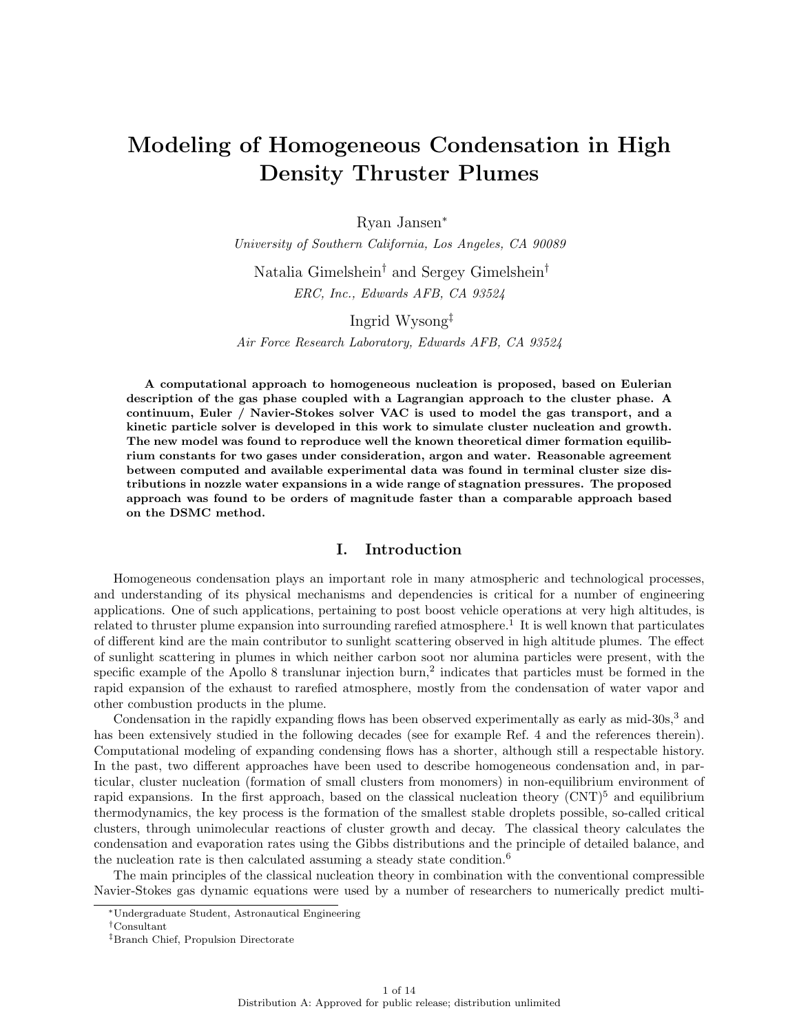# Modeling of Homogeneous Condensation in High Density Thruster Plumes

Ryan Jansen[*]

*University of Southern California, Los Angeles, CA 90089*

Natalia Gimelshein[†] and Sergey Gimelshein[†]

*ERC, Inc., Edwards AFB, CA 93524*

Ingrid Wysong[‡]

*Air Force Research Laboratory, Edwards AFB, CA 93524*

**A computational approach to homogeneous nucleation is proposed, based on Eulerian description of the gas phase coupled with a Lagrangian approach to the cluster phase. A continuum, Euler / Navier-Stokes solver VAC is used to model the gas transport, and a kinetic particle solver is developed in this work to simulate cluster nucleation and growth. The new model was found to reproduce well the known theoretical dimer formation equilibrium constants for two gases under consideration, argon and water. Reasonable agreement between computed and available experimental data was found in terminal cluster size distributions in nozzle water expansions in a wide range of stagnation pressures. The proposed approach was found to be orders of magnitude faster than a comparable approach based on the DSMC method.**

## I. Introduction

Homogeneous condensation plays an important role in many atmospheric and technological processes, and understanding of its physical mechanisms and dependencies is critical for a number of engineering applications. One of such applications, pertaining to post boost vehicle operations at very high altitudes, is related to thruster plume expansion into surrounding rarefied atmosphere.[1] It is well known that particulates of different kind are the main contributor to sunlight scattering observed in high altitude plumes. The effect of sunlight scattering in plumes in which neither carbon soot nor alumina particles were present, with the specific example of the Apollo 8 translunar injection burn,[2] indicates that particles must be formed in the rapid expansion of the exhaust to rarefied atmosphere, mostly from the condensation of water vapor and other combustion products in the plume.

Condensation in the rapidly expanding flows has been observed experimentally as early as mid-30s,[3] and has been extensively studied in the following decades (see for example Ref. 4 and the references therein). Computational modeling of expanding condensing flows has a shorter, although still a respectable history. In the past, two different approaches have been used to describe homogeneous condensation and, in particular, cluster nucleation (formation of small clusters from monomers) in non-equilibrium environment of rapid expansions. In the first approach, based on the classical nucleation theory (CNT)[5] and equilibrium thermodynamics, the key process is the formation of the smallest stable droplets possible, so-called critical clusters, through unimolecular reactions of cluster growth and decay. The classical theory calculates the condensation and evaporation rates using the Gibbs distributions and the principle of detailed balance, and the nucleation rate is then calculated assuming a steady state condition.[6]

The main principles of the classical nucleation theory in combination with the conventional compressible Navier-Stokes gas dynamic equations were used by a number of researchers to numerically predict multi-

---

[*] Undergraduate Student, Astronautical Engineering

[†] Consultant

[‡] Branch Chief, Propulsion Directorate

Distribution A: Approved for public release; distribution unlimited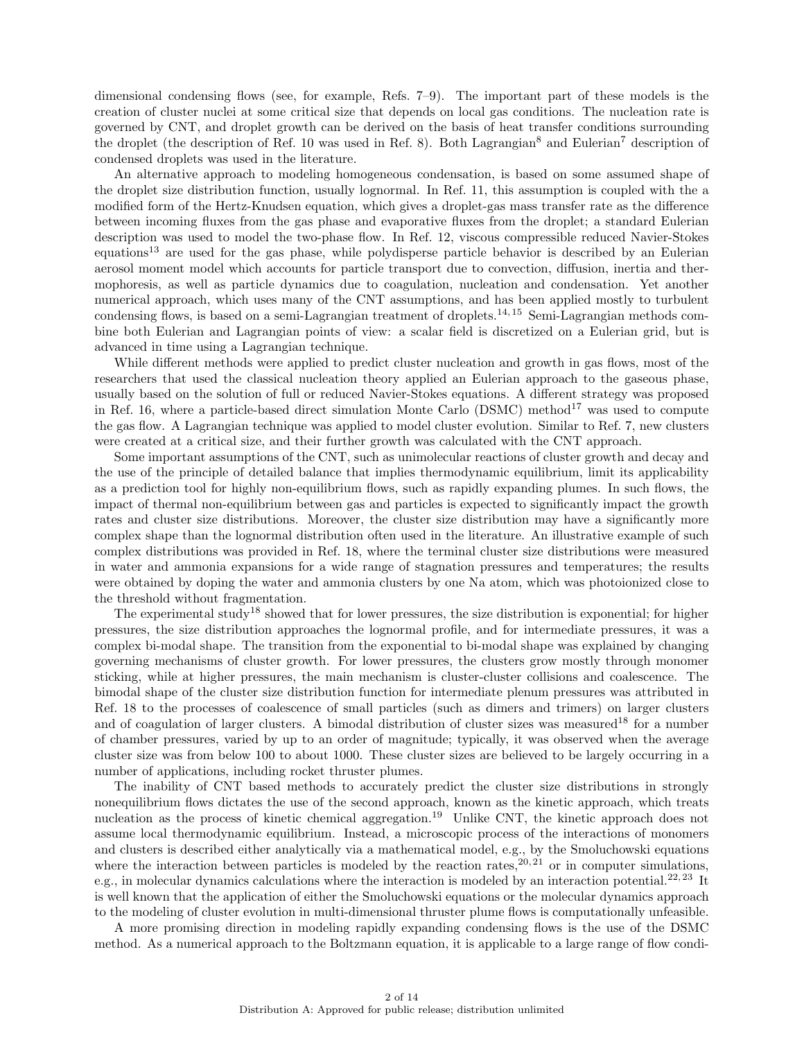dimensional condensing flows (see, for example, Refs. 7–9). The important part of these models is the creation of cluster nuclei at some critical size that depends on local gas conditions. The nucleation rate is governed by CNT, and droplet growth can be derived on the basis of heat transfer conditions surrounding the droplet (the description of Ref. 10 was used in Ref. 8). Both Lagrangian[8] and Eulerian[7] description of condensed droplets was used in the literature.

An alternative approach to modeling homogeneous condensation, is based on some assumed shape of the droplet size distribution function, usually lognormal. In Ref. 11, this assumption is coupled with the a modified form of the Hertz-Knudsen equation, which gives a droplet-gas mass transfer rate as the difference between incoming fluxes from the gas phase and evaporative fluxes from the droplet; a standard Eulerian description was used to model the two-phase flow. In Ref. 12, viscous compressible reduced Navier-Stokes equations[13] are used for the gas phase, while polydisperse particle behavior is described by an Eulerian aerosol moment model which accounts for particle transport due to convection, diffusion, inertia and thermophoresis, as well as particle dynamics due to coagulation, nucleation and condensation. Yet another numerical approach, which uses many of the CNT assumptions, and has been applied mostly to turbulent condensing flows, is based on a semi-Lagrangian treatment of droplets.[14,15] Semi-Lagrangian methods combine both Eulerian and Lagrangian points of view: a scalar field is discretized on a Eulerian grid, but is advanced in time using a Lagrangian technique.

While different methods were applied to predict cluster nucleation and growth in gas flows, most of the researchers that used the classical nucleation theory applied an Eulerian approach to the gaseous phase, usually based on the solution of full or reduced Navier-Stokes equations. A different strategy was proposed in Ref. 16, where a particle-based direct simulation Monte Carlo (DSMC) method[17] was used to compute the gas flow. A Lagrangian technique was applied to model cluster evolution. Similar to Ref. 7, new clusters were created at a critical size, and their further growth was calculated with the CNT approach.

Some important assumptions of the CNT, such as unimolecular reactions of cluster growth and decay and the use of the principle of detailed balance that implies thermodynamic equilibrium, limit its applicability as a prediction tool for highly non-equilibrium flows, such as rapidly expanding plumes. In such flows, the impact of thermal non-equilibrium between gas and particles is expected to significantly impact the growth rates and cluster size distributions. Moreover, the cluster size distribution may have a significantly more complex shape than the lognormal distribution often used in the literature. An illustrative example of such complex distributions was provided in Ref. 18, where the terminal cluster size distributions were measured in water and ammonia expansions for a wide range of stagnation pressures and temperatures; the results were obtained by doping the water and ammonia clusters by one Na atom, which was photoionized close to the threshold without fragmentation.

The experimental study[18] showed that for lower pressures, the size distribution is exponential; for higher pressures, the size distribution approaches the lognormal profile, and for intermediate pressures, it was a complex bi-modal shape. The transition from the exponential to bi-modal shape was explained by changing governing mechanisms of cluster growth. For lower pressures, the clusters grow mostly through monomer sticking, while at higher pressures, the main mechanism is cluster-cluster collisions and coalescence. The bimodal shape of the cluster size distribution function for intermediate plenum pressures was attributed in Ref. 18 to the processes of coalescence of small particles (such as dimers and trimers) on larger clusters and of coagulation of larger clusters. A bimodal distribution of cluster sizes was measured[18] for a number of chamber pressures, varied by up to an order of magnitude; typically, it was observed when the average cluster size was from below 100 to about 1000. These cluster sizes are believed to be largely occurring in a number of applications, including rocket thruster plumes.

The inability of CNT based methods to accurately predict the cluster size distributions in strongly nonequilibrium flows dictates the use of the second approach, known as the kinetic approach, which treats nucleation as the process of kinetic chemical aggregation.[19] Unlike CNT, the kinetic approach does not assume local thermodynamic equilibrium. Instead, a microscopic process of the interactions of monomers and clusters is described either analytically via a mathematical model, e.g., by the Smoluchowski equations where the interaction between particles is modeled by the reaction rates,[20,21] or in computer simulations, e.g., in molecular dynamics calculations where the interaction is modeled by an interaction potential.[22,23] It is well known that the application of either the Smoluchowski equations or the molecular dynamics approach to the modeling of cluster evolution in multi-dimensional thruster plume flows is computationally unfeasible.

A more promising direction in modeling rapidly expanding condensing flows is the use of the DSMC method. As a numerical approach to the Boltzmann equation, it is applicable to a large range of flow condi-

Distribution A: Approved for public release; distribution unlimited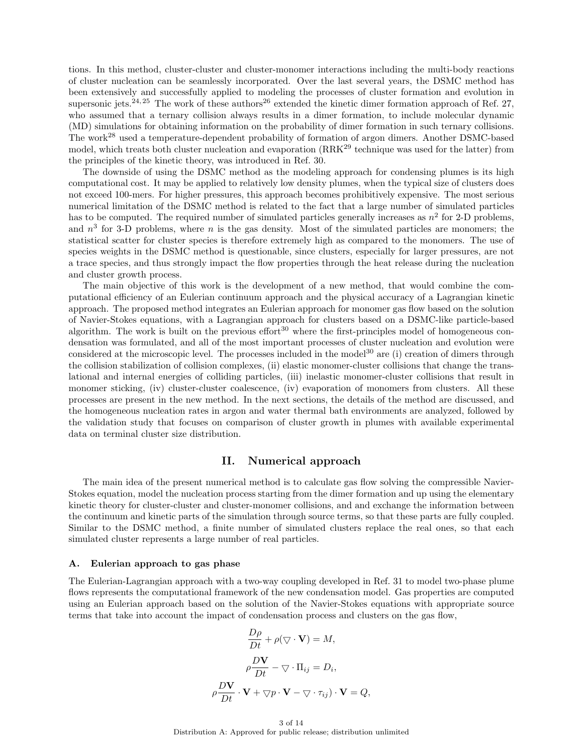tions. In this method, cluster-cluster and cluster-monomer interactions including the multi-body reactions of cluster nucleation can be seamlessly incorporated. Over the last several years, the DSMC method has been extensively and successfully applied to modeling the processes of cluster formation and evolution in supersonic jets.[24, 25] The work of these authors[26] extended the kinetic dimer formation approach of Ref. 27, who assumed that a ternary collision always results in a dimer formation, to include molecular dynamic (MD) simulations for obtaining information on the probability of dimer formation in such ternary collisions. The work[28] used a temperature-dependent probability of formation of argon dimers. Another DSMC-based model, which treats both cluster nucleation and evaporation (RRK[29] technique was used for the latter) from the principles of the kinetic theory, was introduced in Ref. 30.

The downside of using the DSMC method as the modeling approach for condensing plumes is its high computational cost. It may be applied to relatively low density plumes, when the typical size of clusters does not exceed 100-mers. For higher pressures, this approach becomes prohibitively expensive. The most serious numerical limitation of the DSMC method is related to the fact that a large number of simulated particles has to be computed. The required number of simulated particles generally increases as $n^2$ for 2-D problems, and $n^3$ for 3-D problems, where $n$ is the gas density. Most of the simulated particles are monomers; the statistical scatter for cluster species is therefore extremely high as compared to the monomers. The use of species weights in the DSMC method is questionable, since clusters, especially for larger pressures, are not a trace species, and thus strongly impact the flow properties through the heat release during the nucleation and cluster growth process.

The main objective of this work is the development of a new method, that would combine the computational efficiency of an Eulerian continuum approach and the physical accuracy of a Lagrangian kinetic approach. The proposed method integrates an Eulerian approach for monomer gas flow based on the solution of Navier-Stokes equations, with a Lagrangian approach for clusters based on a DSMC-like particle-based algorithm. The work is built on the previous effort[30] where the first-principles model of homogeneous condensation was formulated, and all of the most important processes of cluster nucleation and evolution were considered at the microscopic level. The processes included in the model[30] are (i) creation of dimers through the collision stabilization of collision complexes, (ii) elastic monomer-cluster collisions that change the translational and internal energies of colliding particles, (iii) inelastic monomer-cluster collisions that result in monomer sticking, (iv) cluster-cluster coalescence, (iv) evaporation of monomers from clusters. All these processes are present in the new method. In the next sections, the details of the method are discussed, and the homogeneous nucleation rates in argon and water thermal bath environments are analyzed, followed by the validation study that focuses on comparison of cluster growth in plumes with available experimental data on terminal cluster size distribution.

## II. Numerical approach

The main idea of the present numerical method is to calculate gas flow solving the compressible Navier-Stokes equation, model the nucleation process starting from the dimer formation and up using the elementary kinetic theory for cluster-cluster and cluster-monomer collisions, and and exchange the information between the continuum and kinetic parts of the simulation through source terms, so that these parts are fully coupled. Similar to the DSMC method, a finite number of simulated clusters replace the real ones, so that each simulated cluster represents a large number of real particles.

### A. Eulerian approach to gas phase

The Eulerian-Lagrangian approach with a two-way coupling developed in Ref. 31 to model two-phase plume flows represents the computational framework of the new condensation model. Gas properties are computed using an Eulerian approach based on the solution of the Navier-Stokes equations with appropriate source terms that take into account the impact of condensation process and clusters on the gas flow,

$$\frac{D\rho}{Dt} + \rho(\bigtriangledown \cdot \mathbf{V}) = M,$$

$$\rho\frac{D\mathbf{V}}{Dt} - \bigtriangledown \cdot \Pi_{ij} = D_i,$$

$$\rho\frac{D\mathbf{V}}{Dt} \cdot \mathbf{V} + \bigtriangledown p \cdot \mathbf{V} - \bigtriangledown \cdot \tau_{ij}) \cdot \mathbf{V} = Q,$$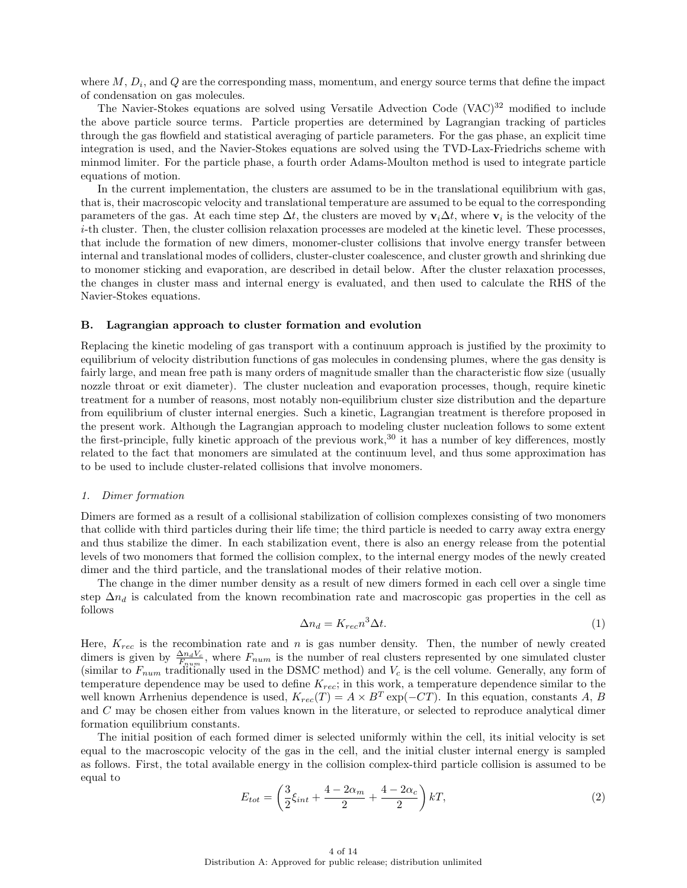where $M$, $D_i$, and $Q$ are the corresponding mass, momentum, and energy source terms that define the impact of condensation on gas molecules.

The Navier-Stokes equations are solved using Versatile Advection Code (VAC)[32] modified to include the above particle source terms. Particle properties are determined by Lagrangian tracking of particles through the gas flowfield and statistical averaging of particle parameters. For the gas phase, an explicit time integration is used, and the Navier-Stokes equations are solved using the TVD-Lax-Friedrichs scheme with minmod limiter. For the particle phase, a fourth order Adams-Moulton method is used to integrate particle equations of motion.

In the current implementation, the clusters are assumed to be in the translational equilibrium with gas, that is, their macroscopic velocity and translational temperature are assumed to be equal to the corresponding parameters of the gas. At each time step $\Delta t$, the clusters are moved by $\mathbf{v}_i \Delta t$, where $\mathbf{v}_i$ is the velocity of the $i$-th cluster. Then, the cluster collision relaxation processes are modeled at the kinetic level. These processes, that include the formation of new dimers, monomer-cluster collisions that involve energy transfer between internal and translational modes of colliders, cluster-cluster coalescence, and cluster growth and shrinking due to monomer sticking and evaporation, are described in detail below. After the cluster relaxation processes, the changes in cluster mass and internal energy is evaluated, and then used to calculate the RHS of the Navier-Stokes equations.

## B. Lagrangian approach to cluster formation and evolution

Replacing the kinetic modeling of gas transport with a continuum approach is justified by the proximity to equilibrium of velocity distribution functions of gas molecules in condensing plumes, where the gas density is fairly large, and mean free path is many orders of magnitude smaller than the characteristic flow size (usually nozzle throat or exit diameter). The cluster nucleation and evaporation processes, though, require kinetic treatment for a number of reasons, most notably non-equilibrium cluster size distribution and the departure from equilibrium of cluster internal energies. Such a kinetic, Lagrangian treatment is therefore proposed in the present work. Although the Lagrangian approach to modeling cluster nucleation follows to some extent the first-principle, fully kinetic approach of the previous work,[30] it has a number of key differences, mostly related to the fact that monomers are simulated at the continuum level, and thus some approximation has to be used to include cluster-related collisions that involve monomers.

### 1. Dimer formation

Dimers are formed as a result of a collisional stabilization of collision complexes consisting of two monomers that collide with third particles during their life time; the third particle is needed to carry away extra energy and thus stabilize the dimer. In each stabilization event, there is also an energy release from the potential levels of two monomers that formed the collision complex, to the internal energy modes of the newly created dimer and the third particle, and the translational modes of their relative motion.

The change in the dimer number density as a result of new dimers formed in each cell over a single time step $\Delta n_d$ is calculated from the known recombination rate and macroscopic gas properties in the cell as follows

$$\Delta n_d = K_{rec} n^3 \Delta t. \tag{1}$$

Here, $K_{rec}$ is the recombination rate and $n$ is gas number density. Then, the number of newly created dimers is given by $\frac{\Delta n_d V_c}{F_{num}}$, where $F_{num}$ is the number of real clusters represented by one simulated cluster (similar to $F_{num}$ traditionally used in the DSMC method) and $V_c$ is the cell volume. Generally, any form of temperature dependence may be used to define $K_{rec}$; in this work, a temperature dependence similar to the well known Arrhenius dependence is used, $K_{rec}(T) = A \times B^T \exp(-CT)$. In this equation, constants $A$, $B$ and $C$ may be chosen either from values known in the literature, or selected to reproduce analytical dimer formation equilibrium constants.

The initial position of each formed dimer is selected uniformly within the cell, its initial velocity is set equal to the macroscopic velocity of the gas in the cell, and the initial cluster internal energy is sampled as follows. First, the total available energy in the collision complex-third particle collision is assumed to be equal to

$$E_{tot} = \left( \frac{3}{2}\xi_{int} + \frac{4 - 2\alpha_m}{2} + \frac{4 - 2\alpha_c}{2} \right) kT, \tag{2}$$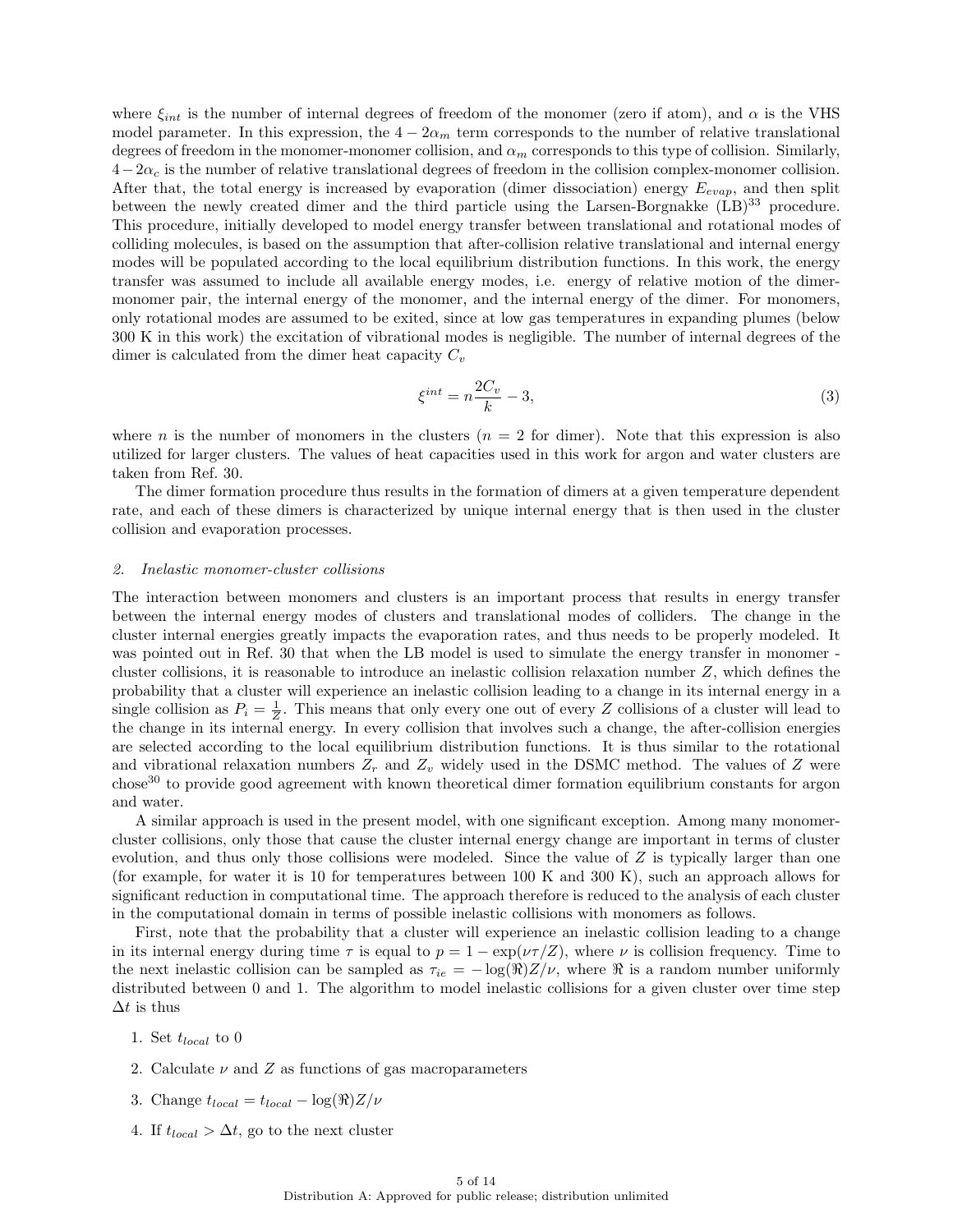where $\xi_{int}$ is the number of internal degrees of freedom of the monomer (zero if atom), and $\alpha$ is the VHS model parameter. In this expression, the $4-2\alpha_m$ term corresponds to the number of relative translational degrees of freedom in the monomer-monomer collision, and $\alpha_m$ corresponds to this type of collision. Similarly, $4-2\alpha_c$ is the number of relative translational degrees of freedom in the collision complex-monomer collision. After that, the total energy is increased by evaporation (dimer dissociation) energy $E_{evap}$, and then split between the newly created dimer and the third particle using the Larsen-Borgnakke (LB)[33] procedure. This procedure, initially developed to model energy transfer between translational and rotational modes of colliding molecules, is based on the assumption that after-collision relative translational and internal energy modes will be populated according to the local equilibrium distribution functions. In this work, the energy transfer was assumed to include all available energy modes, i.e. energy of relative motion of the dimer-monomer pair, the internal energy of the monomer, and the internal energy of the dimer. For monomers, only rotational modes are assumed to be exited, since at low gas temperatures in expanding plumes (below 300 K in this work) the excitation of vibrational modes is negligible. The number of internal degrees of the dimer is calculated from the dimer heat capacity $C_v$

$$\xi^{int} = n\frac{2C_v}{k} - 3, \tag{3}$$

where $n$ is the number of monomers in the clusters ($n = 2$ for dimer). Note that this expression is also utilized for larger clusters. The values of heat capacities used in this work for argon and water clusters are taken from Ref. 30.

The dimer formation procedure thus results in the formation of dimers at a given temperature dependent rate, and each of these dimers is characterized by unique internal energy that is then used in the cluster collision and evaporation processes.

#### 2. *Inelastic monomer-cluster collisions*

The interaction between monomers and clusters is an important process that results in energy transfer between the internal energy modes of clusters and translational modes of colliders. The change in the cluster internal energies greatly impacts the evaporation rates, and thus needs to be properly modeled. It was pointed out in Ref. 30 that when the LB model is used to simulate the energy transfer in monomer - cluster collisions, it is reasonable to introduce an inelastic collision relaxation number $Z$, which defines the probability that a cluster will experience an inelastic collision leading to a change in its internal energy in a single collision as $P_i = \frac{1}{Z}$. This means that only every one out of every $Z$ collisions of a cluster will lead to the change in its internal energy. In every collision that involves such a change, the after-collision energies are selected according to the local equilibrium distribution functions. It is thus similar to the rotational and vibrational relaxation numbers $Z_r$ and $Z_v$ widely used in the DSMC method. The values of $Z$ were chose[30] to provide good agreement with known theoretical dimer formation equilibrium constants for argon and water.

A similar approach is used in the present model, with one significant exception. Among many monomer-cluster collisions, only those that cause the cluster internal energy change are important in terms of cluster evolution, and thus only those collisions were modeled. Since the value of $Z$ is typically larger than one (for example, for water it is 10 for temperatures between 100 K and 300 K), such an approach allows for significant reduction in computational time. The approach therefore is reduced to the analysis of each cluster in the computational domain in terms of possible inelastic collisions with monomers as follows.

First, note that the probability that a cluster will experience an inelastic collision leading to a change in its internal energy during time $\tau$ is equal to $p = 1 - \exp(\nu\tau/Z)$, where $\nu$ is collision frequency. Time to the next inelastic collision can be sampled as $\tau_{ie} = -\log(\Re)Z/\nu$, where $\Re$ is a random number uniformly distributed between 0 and 1. The algorithm to model inelastic collisions for a given cluster over time step $\Delta t$ is thus

1. Set $t_{local}$ to 0
2. Calculate $\nu$ and $Z$ as functions of gas macroparameters
3. Change $t_{local} = t_{local} - \log(\Re)Z/\nu$
4. If $t_{local} > \Delta t$, go to the next cluster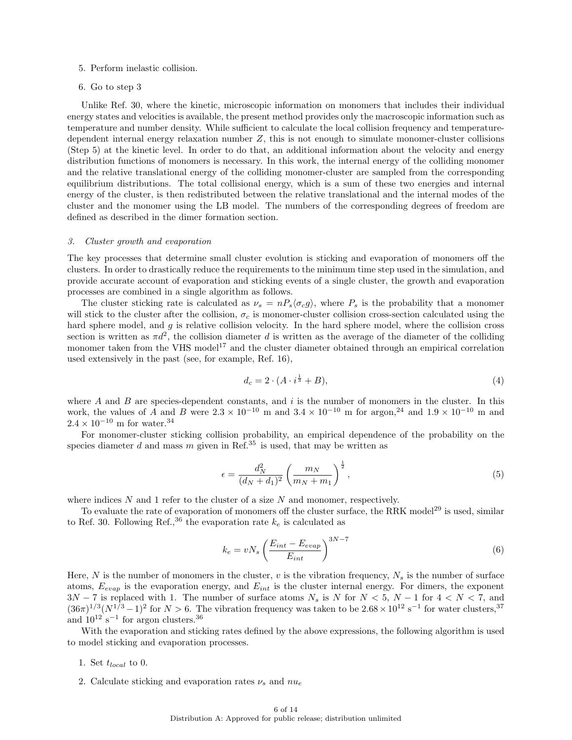5. Perform inelastic collision.

6. Go to step 3

Unlike Ref. 30, where the kinetic, microscopic information on monomers that includes their individual energy states and velocities is available, the present method provides only the macroscopic information such as temperature and number density. While sufficient to calculate the local collision frequency and temperature-dependent internal energy relaxation number $Z$, this is not enough to simulate monomer-cluster collisions (Step 5) at the kinetic level. In order to do that, an additional information about the velocity and energy distribution functions of monomers is necessary. In this work, the internal energy of the colliding monomer and the relative translational energy of the colliding monomer-cluster are sampled from the corresponding equilibrium distributions. The total collisional energy, which is a sum of these two energies and internal energy of the cluster, is then redistributed between the relative translational and the internal modes of the cluster and the monomer using the LB model. The numbers of the corresponding degrees of freedom are defined as described in the dimer formation section.

### 3. *Cluster growth and evaporation*

The key processes that determine small cluster evolution is sticking and evaporation of monomers off the clusters. In order to drastically reduce the requirements to the minimum time step used in the simulation, and provide accurate account of evaporation and sticking events of a single cluster, the growth and evaporation processes are combined in a single algorithm as follows.

The cluster sticking rate is calculated as $\nu_s = nP_s\langle\sigma_c g\rangle$, where $P_s$ is the probability that a monomer will stick to the cluster after the collision, $\sigma_c$ is monomer-cluster collision cross-section calculated using the hard sphere model, and $g$ is relative collision velocity. In the hard sphere model, where the collision cross section is written as $\pi d^2$, the collision diameter $d$ is written as the average of the diameter of the colliding monomer taken from the VHS model[17] and the cluster diameter obtained through an empirical correlation used extensively in the past (see, for example, Ref. 16),

$$d_c = 2 \cdot (A \cdot i^{\frac{1}{3}} + B), \tag{4}$$

where $A$ and $B$ are species-dependent constants, and $i$ is the number of monomers in the cluster. In this work, the values of $A$ and $B$ were $2.3 \times 10^{-10}$ m and $3.4 \times 10^{-10}$ m for argon,[24] and $1.9 \times 10^{-10}$ m and $2.4 \times 10^{-10}$ m for water.[34]

For monomer-cluster sticking collision probability, an empirical dependence of the probability on the species diameter $d$ and mass $m$ given in Ref.[35] is used, that may be written as

$$\epsilon = \frac{d_N^2}{(d_N + d_1)^2}\left(\frac{m_N}{m_N + m_1}\right)^{\frac{1}{2}}, \tag{5}$$

where indices $N$ and 1 refer to the cluster of a size $N$ and monomer, respectively.

To evaluate the rate of evaporation of monomers off the cluster surface, the RRK model[29] is used, similar to Ref. 30. Following Ref.,[36] the evaporation rate $k_e$ is calculated as

$$k_e = vN_s\left(\frac{E_{int} - E_{evap}}{E_{int}}\right)^{3N-7} \tag{6}$$

Here, $N$ is the number of monomers in the cluster, $v$ is the vibration frequency, $N_s$ is the number of surface atoms, $E_{evap}$ is the evaporation energy, and $E_{int}$ is the cluster internal energy. For dimers, the exponent $3N - 7$ is replaced with 1. The number of surface atoms $N_s$ is $N$ for $N < 5$, $N - 1$ for $4 < N < 7$, and $(36\pi)^{1/3}(N^{1/3} - 1)^2$ for $N > 6$. The vibration frequency was taken to be $2.68 \times 10^{12}$ s$^{-1}$ for water clusters,[37] and $10^{12}$ s$^{-1}$ for argon clusters.[36]

With the evaporation and sticking rates defined by the above expressions, the following algorithm is used to model sticking and evaporation processes.

1. Set $t_{local}$ to 0.

2. Calculate sticking and evaporation rates $\nu_s$ and $nu_e$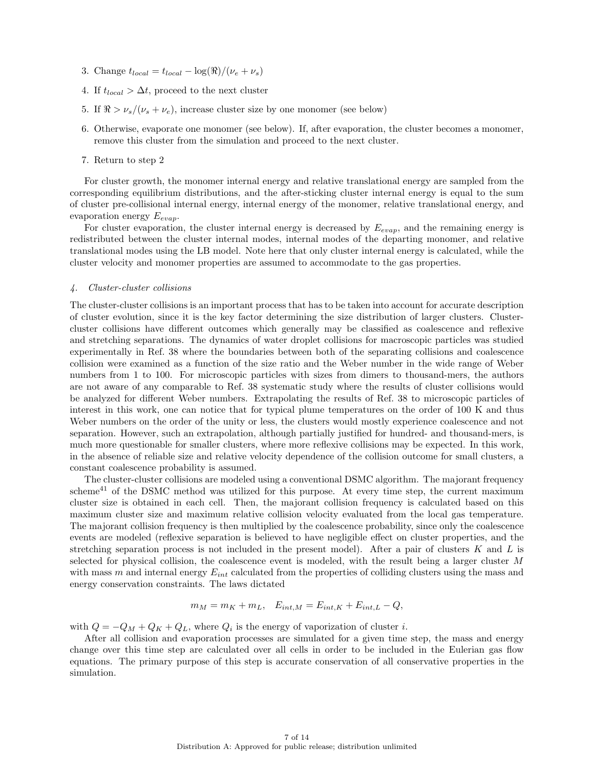3. Change $t_{local} = t_{local} - \log(\Re)/(\nu_e + \nu_s)$
4. If $t_{local} > \Delta t$, proceed to the next cluster
5. If $\Re > \nu_s/(\nu_s + \nu_e)$, increase cluster size by one monomer (see below)
6. Otherwise, evaporate one monomer (see below). If, after evaporation, the cluster becomes a monomer, remove this cluster from the simulation and proceed to the next cluster.
7. Return to step 2

For cluster growth, the monomer internal energy and relative translational energy are sampled from the corresponding equilibrium distributions, and the after-sticking cluster internal energy is equal to the sum of cluster pre-collisional internal energy, internal energy of the monomer, relative translational energy, and evaporation energy $E_{evap}$.

For cluster evaporation, the cluster internal energy is decreased by $E_{evap}$, and the remaining energy is redistributed between the cluster internal modes, internal modes of the departing monomer, and relative translational modes using the LB model. Note here that only cluster internal energy is calculated, while the cluster velocity and monomer properties are assumed to accommodate to the gas properties.

#### *4. Cluster-cluster collisions*

The cluster-cluster collisions is an important process that has to be taken into account for accurate description of cluster evolution, since it is the key factor determining the size distribution of larger clusters. Cluster-cluster collisions have different outcomes which generally may be classified as coalescence and reflexive and stretching separations. The dynamics of water droplet collisions for macroscopic particles was studied experimentally in Ref. 38 where the boundaries between both of the separating collisions and coalescence collision were examined as a function of the size ratio and the Weber number in the wide range of Weber numbers from 1 to 100. For microscopic particles with sizes from dimers to thousand-mers, the authors are not aware of any comparable to Ref. 38 systematic study where the results of cluster collisions would be analyzed for different Weber numbers. Extrapolating the results of Ref. 38 to microscopic particles of interest in this work, one can notice that for typical plume temperatures on the order of 100 K and thus Weber numbers on the order of the unity or less, the clusters would mostly experience coalescence and not separation. However, such an extrapolation, although partially justified for hundred- and thousand-mers, is much more questionable for smaller clusters, where more reflexive collisions may be expected. In this work, in the absence of reliable size and relative velocity dependence of the collision outcome for small clusters, a constant coalescence probability is assumed.

The cluster-cluster collisions are modeled using a conventional DSMC algorithm. The majorant frequency scheme[41] of the DSMC method was utilized for this purpose. At every time step, the current maximum cluster size is obtained in each cell. Then, the majorant collision frequency is calculated based on this maximum cluster size and maximum relative collision velocity evaluated from the local gas temperature. The majorant collision frequency is then multiplied by the coalescence probability, since only the coalescence events are modeled (reflexive separation is believed to have negligible effect on cluster properties, and the stretching separation process is not included in the present model). After a pair of clusters $K$ and $L$ is selected for physical collision, the coalescence event is modeled, with the result being a larger cluster $M$ with mass $m$ and internal energy $E_{int}$ calculated from the properties of colliding clusters using the mass and energy conservation constraints. The laws dictated

$$m_M = m_K + m_L, \quad E_{int,M} = E_{int,K} + E_{int,L} - Q,$$

with $Q = -Q_M + Q_K + Q_L$, where $Q_i$ is the energy of vaporization of cluster $i$.

After all collision and evaporation processes are simulated for a given time step, the mass and energy change over this time step are calculated over all cells in order to be included in the Eulerian gas flow equations. The primary purpose of this step is accurate conservation of all conservative properties in the simulation.

Distribution A: Approved for public release; distribution unlimited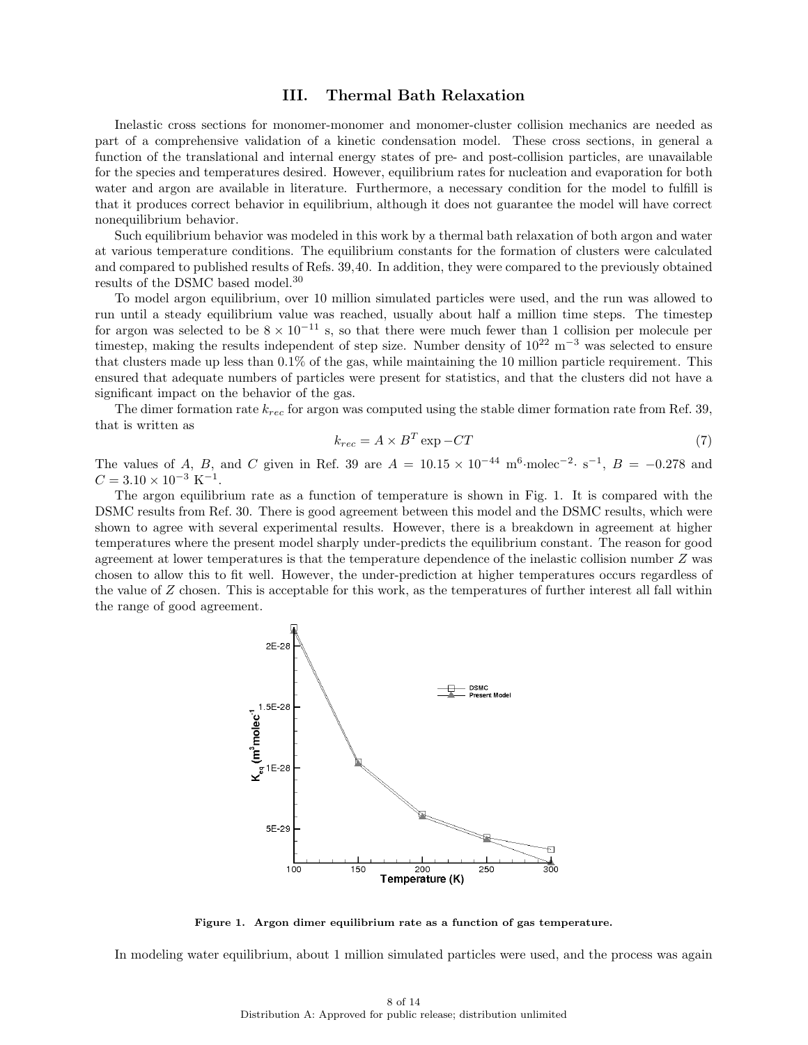## III. Thermal Bath Relaxation

Inelastic cross sections for monomer-monomer and monomer-cluster collision mechanics are needed as part of a comprehensive validation of a kinetic condensation model. These cross sections, in general a function of the translational and internal energy states of pre- and post-collision particles, are unavailable for the species and temperatures desired. However, equilibrium rates for nucleation and evaporation for both water and argon are available in literature. Furthermore, a necessary condition for the model to fulfill is that it produces correct behavior in equilibrium, although it does not guarantee the model will have correct nonequilibrium behavior.

Such equilibrium behavior was modeled in this work by a thermal bath relaxation of both argon and water at various temperature conditions. The equilibrium constants for the formation of clusters were calculated and compared to published results of Refs. 39,40. In addition, they were compared to the previously obtained results of the DSMC based model.[30]

To model argon equilibrium, over 10 million simulated particles were used, and the run was allowed to run until a steady equilibrium value was reached, usually about half a million time steps. The timestep for argon was selected to be $8 \times 10^{-11}$ s, so that there were much fewer than 1 collision per molecule per timestep, making the results independent of step size. Number density of $10^{22}$ m$^{-3}$ was selected to ensure that clusters made up less than 0.1% of the gas, while maintaining the 10 million particle requirement. This ensured that adequate numbers of particles were present for statistics, and that the clusters did not have a significant impact on the behavior of the gas.

The dimer formation rate $k_{rec}$ for argon was computed using the stable dimer formation rate from Ref. 39, that is written as

$$k_{rec} = A \times B^T \exp -CT \tag{7}$$

The values of $A$, $B$, and $C$ given in Ref. 39 are $A = 10.15 \times 10^{-44}$ m$^6$·molec$^{-2}$· s$^{-1}$, $B = -0.278$ and $C = 3.10 \times 10^{-3}$ K$^{-1}$.

The argon equilibrium rate as a function of temperature is shown in Fig. 1. It is compared with the DSMC results from Ref. 30. There is good agreement between this model and the DSMC results, which were shown to agree with several experimental results. However, there is a breakdown in agreement at higher temperatures where the present model sharply under-predicts the equilibrium constant. The reason for good agreement at lower temperatures is that the temperature dependence of the inelastic collision number $Z$ was chosen to allow this to fit well. However, the under-prediction at higher temperatures occurs regardless of the value of $Z$ chosen. This is acceptable for this work, as the temperatures of further interest all fall within the range of good agreement.

**Figure 1. Argon dimer equilibrium rate as a function of gas temperature.**

In modeling water equilibrium, about 1 million simulated particles were used, and the process was again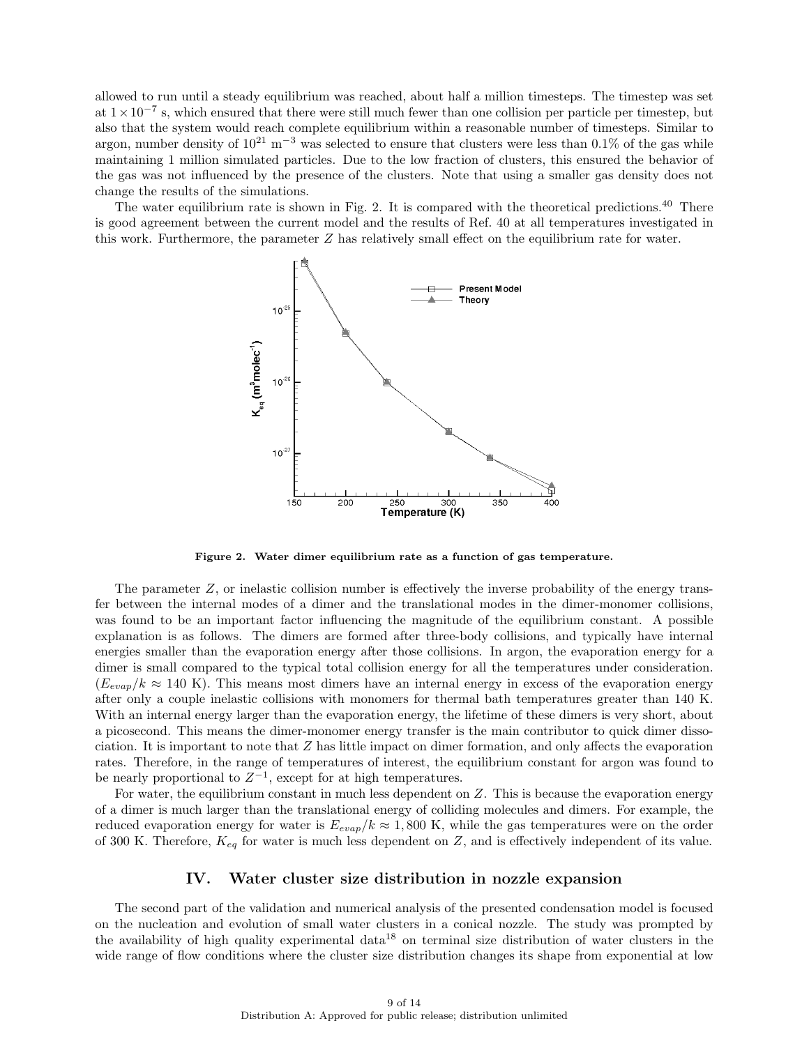allowed to run until a steady equilibrium was reached, about half a million timesteps. The timestep was set at $1 \times 10^{-7}$ s, which ensured that there were still much fewer than one collision per particle per timestep, but also that the system would reach complete equilibrium within a reasonable number of timesteps. Similar to argon, number density of $10^{21}$ m$^{-3}$ was selected to ensure that clusters were less than 0.1% of the gas while maintaining 1 million simulated particles. Due to the low fraction of clusters, this ensured the behavior of the gas was not influenced by the presence of the clusters. Note that using a smaller gas density does not change the results of the simulations.

The water equilibrium rate is shown in Fig. 2. It is compared with the theoretical predictions.[40] There is good agreement between the current model and the results of Ref. 40 at all temperatures investigated in this work. Furthermore, the parameter $Z$ has relatively small effect on the equilibrium rate for water.

**Figure 2. Water dimer equilibrium rate as a function of gas temperature.**

The parameter $Z$, or inelastic collision number is effectively the inverse probability of the energy transfer between the internal modes of a dimer and the translational modes in the dimer-monomer collisions, was found to be an important factor influencing the magnitude of the equilibrium constant. A possible explanation is as follows. The dimers are formed after three-body collisions, and typically have internal energies smaller than the evaporation energy after those collisions. In argon, the evaporation energy for a dimer is small compared to the typical total collision energy for all the temperatures under consideration. ($E_{evap}/k \approx 140$ K). This means most dimers have an internal energy in excess of the evaporation energy after only a couple inelastic collisions with monomers for thermal bath temperatures greater than 140 K. With an internal energy larger than the evaporation energy, the lifetime of these dimers is very short, about a picosecond. This means the dimer-monomer energy transfer is the main contributor to quick dimer dissociation. It is important to note that $Z$ has little impact on dimer formation, and only affects the evaporation rates. Therefore, in the range of temperatures of interest, the equilibrium constant for argon was found to be nearly proportional to $Z^{-1}$, except for at high temperatures.

For water, the equilibrium constant in much less dependent on $Z$. This is because the evaporation energy of a dimer is much larger than the translational energy of colliding molecules and dimers. For example, the reduced evaporation energy for water is $E_{evap}/k \approx 1,800$ K, while the gas temperatures were on the order of 300 K. Therefore, $K_{eq}$ for water is much less dependent on $Z$, and is effectively independent of its value.

## IV. Water cluster size distribution in nozzle expansion

The second part of the validation and numerical analysis of the presented condensation model is focused on the nucleation and evolution of small water clusters in a conical nozzle. The study was prompted by the availability of high quality experimental data[18] on terminal size distribution of water clusters in the wide range of flow conditions where the cluster size distribution changes its shape from exponential at low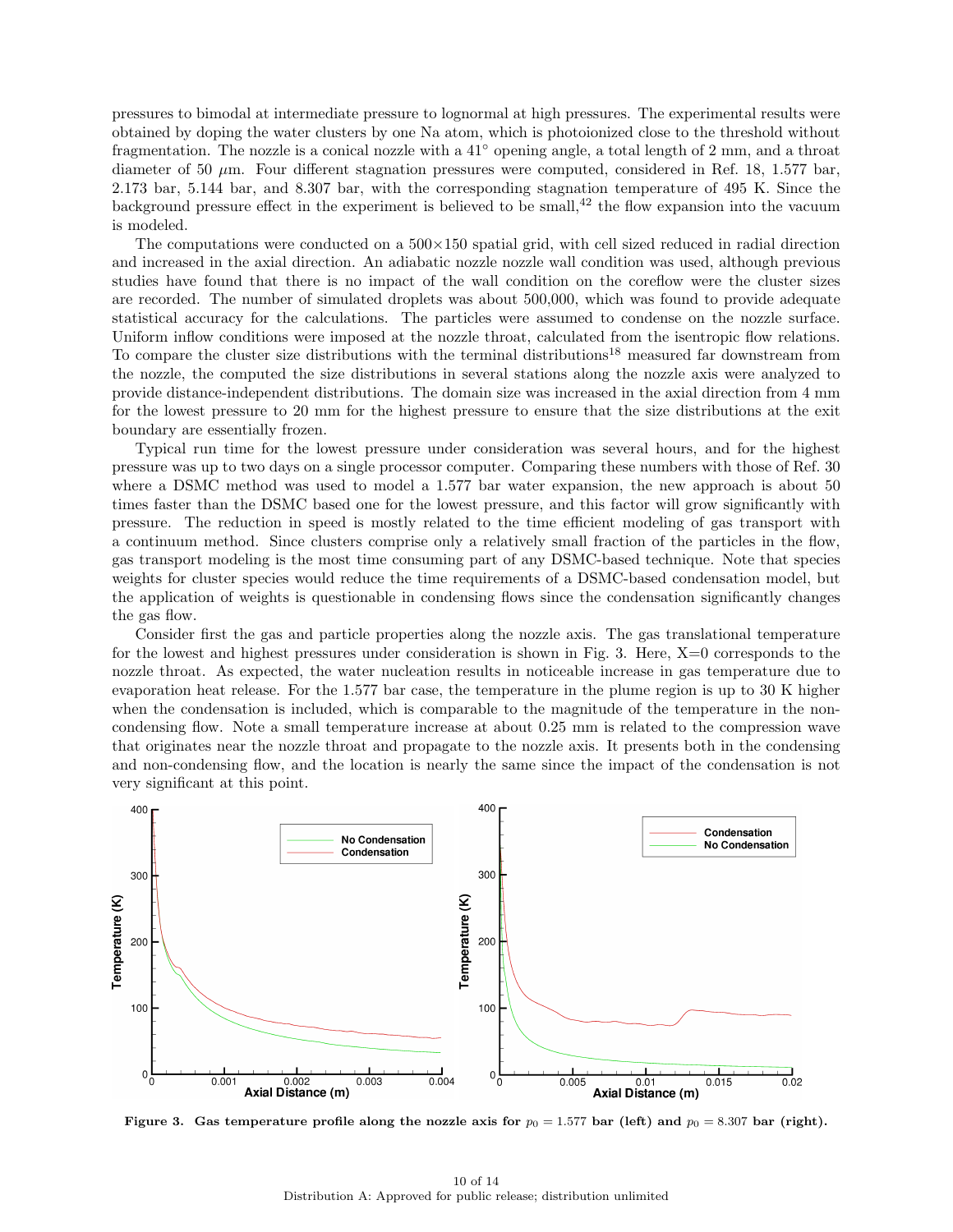pressures to bimodal at intermediate pressure to lognormal at high pressures. The experimental results were obtained by doping the water clusters by one Na atom, which is photoionized close to the threshold without fragmentation. The nozzle is a conical nozzle with a 41° opening angle, a total length of 2 mm, and a throat diameter of 50 $\mu$m. Four different stagnation pressures were computed, considered in Ref. 18, 1.577 bar, 2.173 bar, 5.144 bar, and 8.307 bar, with the corresponding stagnation temperature of 495 K. Since the background pressure effect in the experiment is believed to be small,[42] the flow expansion into the vacuum is modeled.

The computations were conducted on a 500×150 spatial grid, with cell sized reduced in radial direction and increased in the axial direction. An adiabatic nozzle nozzle wall condition was used, although previous studies have found that there is no impact of the wall condition on the coreflow were the cluster sizes are recorded. The number of simulated droplets was about 500,000, which was found to provide adequate statistical accuracy for the calculations. The particles were assumed to condense on the nozzle surface. Uniform inflow conditions were imposed at the nozzle throat, calculated from the isentropic flow relations. To compare the cluster size distributions with the terminal distributions[18] measured far downstream from the nozzle, the computed the size distributions in several stations along the nozzle axis were analyzed to provide distance-independent distributions. The domain size was increased in the axial direction from 4 mm for the lowest pressure to 20 mm for the highest pressure to ensure that the size distributions at the exit boundary are essentially frozen.

Typical run time for the lowest pressure under consideration was several hours, and for the highest pressure was up to two days on a single processor computer. Comparing these numbers with those of Ref. 30 where a DSMC method was used to model a 1.577 bar water expansion, the new approach is about 50 times faster than the DSMC based one for the lowest pressure, and this factor will grow significantly with pressure. The reduction in speed is mostly related to the time efficient modeling of gas transport with a continuum method. Since clusters comprise only a relatively small fraction of the particles in the flow, gas transport modeling is the most time consuming part of any DSMC-based technique. Note that species weights for cluster species would reduce the time requirements of a DSMC-based condensation model, but the application of weights is questionable in condensing flows since the condensation significantly changes the gas flow.

Consider first the gas and particle properties along the nozzle axis. The gas translational temperature for the lowest and highest pressures under consideration is shown in Fig. 3. Here, X=0 corresponds to the nozzle throat. As expected, the water nucleation results in noticeable increase in gas temperature due to evaporation heat release. For the 1.577 bar case, the temperature in the plume region is up to 30 K higher when the condensation is included, which is comparable to the magnitude of the temperature in the non-condensing flow. Note a small temperature increase at about 0.25 mm is related to the compression wave that originates near the nozzle throat and propagate to the nozzle axis. It presents both in the condensing and non-condensing flow, and the location is nearly the same since the impact of the condensation is not very significant at this point.

**Figure 3. Gas temperature profile along the nozzle axis for $p_0 = 1.577$ bar (left) and $p_0 = 8.307$ bar (right).**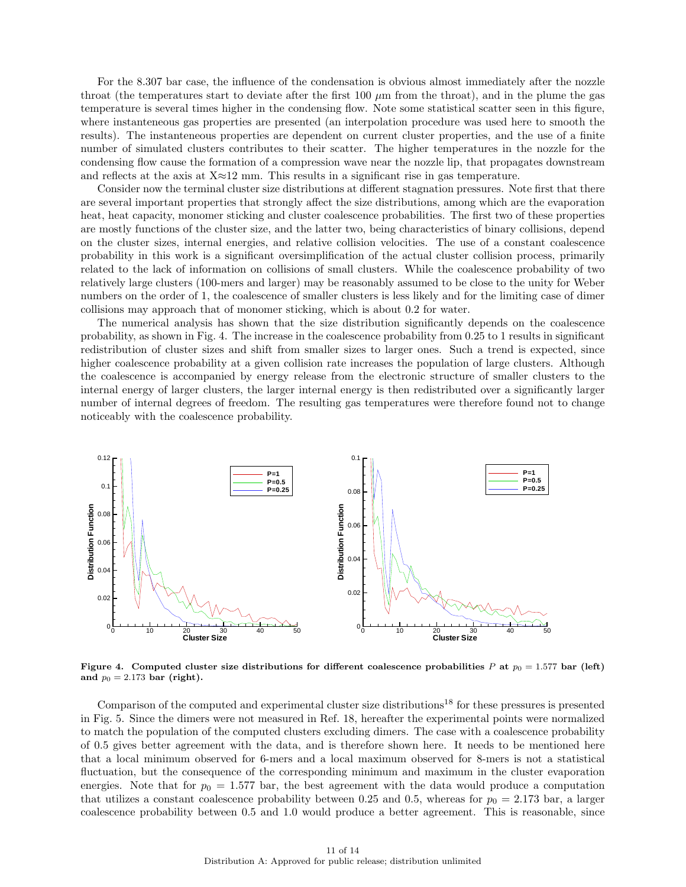For the 8.307 bar case, the influence of the condensation is obvious almost immediately after the nozzle throat (the temperatures start to deviate after the first 100 $\mu$m from the throat), and in the plume the gas temperature is several times higher in the condensing flow. Note some statistical scatter seen in this figure, where instantaneous gas properties are presented (an interpolation procedure was used here to smooth the results). The instantaneous properties are dependent on current cluster properties, and the use of a finite number of simulated clusters contributes to their scatter. The higher temperatures in the nozzle for the condensing flow cause the formation of a compression wave near the nozzle lip, that propagates downstream and reflects at the axis at X≈12 mm. This results in a significant rise in gas temperature.

Consider now the terminal cluster size distributions at different stagnation pressures. Note first that there are several important properties that strongly affect the size distributions, among which are the evaporation heat, heat capacity, monomer sticking and cluster coalescence probabilities. The first two of these properties are mostly functions of the cluster size, and the latter two, being characteristics of binary collisions, depend on the cluster sizes, internal energies, and relative collision velocities. The use of a constant coalescence probability in this work is a significant oversimplification of the actual cluster collision process, primarily related to the lack of information on collisions of small clusters. While the coalescence probability of two relatively large clusters (100-mers and larger) may be reasonably assumed to be close to the unity for Weber numbers on the order of 1, the coalescence of smaller clusters is less likely and for the limiting case of dimer collisions may approach that of monomer sticking, which is about 0.2 for water.

The numerical analysis has shown that the size distribution significantly depends on the coalescence probability, as shown in Fig. 4. The increase in the coalescence probability from 0.25 to 1 results in significant redistribution of cluster sizes and shift from smaller sizes to larger ones. Such a trend is expected, since higher coalescence probability at a given collision rate increases the population of large clusters. Although the coalescence is accompanied by energy release from the electronic structure of smaller clusters to the internal energy of larger clusters, the larger internal energy is then redistributed over a significantly larger number of internal degrees of freedom. The resulting gas temperatures were therefore found not to change noticeably with the coalescence probability.

**Figure 4. Computed cluster size distributions for different coalescence probabilities $P$ at $p_0 = 1.577$ bar (left) and $p_0 = 2.173$ bar (right).**

Comparison of the computed and experimental cluster size distributions[18] for these pressures is presented in Fig. 5. Since the dimers were not measured in Ref. 18, hereafter the experimental points were normalized to match the population of the computed clusters excluding dimers. The case with a coalescence probability of 0.5 gives better agreement with the data, and is therefore shown here. It needs to be mentioned here that a local minimum observed for 6-mers and a local maximum observed for 8-mers is not a statistical fluctuation, but the consequence of the corresponding minimum and maximum in the cluster evaporation energies. Note that for $p_0 = 1.577$ bar, the best agreement with the data would produce a computation that utilizes a constant coalescence probability between 0.25 and 0.5, whereas for $p_0 = 2.173$ bar, a larger coalescence probability between 0.5 and 1.0 would produce a better agreement. This is reasonable, since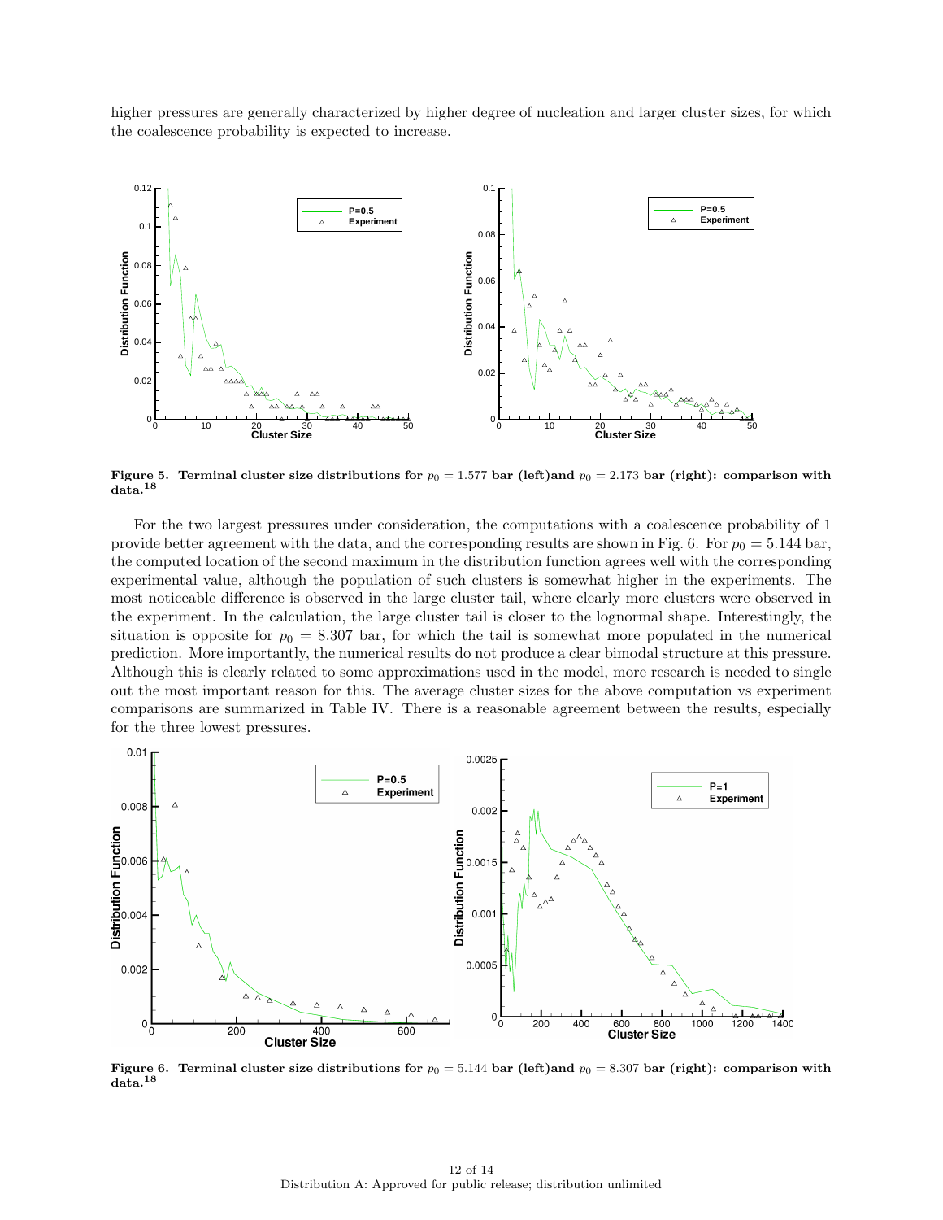higher pressures are generally characterized by higher degree of nucleation and larger cluster sizes, for which the coalescence probability is expected to increase.

**Figure 5. Terminal cluster size distributions for $p_0 = 1.577$ bar (left)and $p_0 = 2.173$ bar (right): comparison with data.[18]**

For the two largest pressures under consideration, the computations with a coalescence probability of 1 provide better agreement with the data, and the corresponding results are shown in Fig. 6. For $p_0 = 5.144$ bar, the computed location of the second maximum in the distribution function agrees well with the corresponding experimental value, although the population of such clusters is somewhat higher in the experiments. The most noticeable difference is observed in the large cluster tail, where clearly more clusters were observed in the experiment. In the calculation, the large cluster tail is closer to the lognormal shape. Interestingly, the situation is opposite for $p_0 = 8.307$ bar, for which the tail is somewhat more populated in the numerical prediction. More importantly, the numerical results do not produce a clear bimodal structure at this pressure. Although this is clearly related to some approximations used in the model, more research is needed to single out the most important reason for this. The average cluster sizes for the above computation vs experiment comparisons are summarized in Table IV. There is a reasonable agreement between the results, especially for the three lowest pressures.

**Figure 6. Terminal cluster size distributions for $p_0 = 5.144$ bar (left)and $p_0 = 8.307$ bar (right): comparison with data.[18]**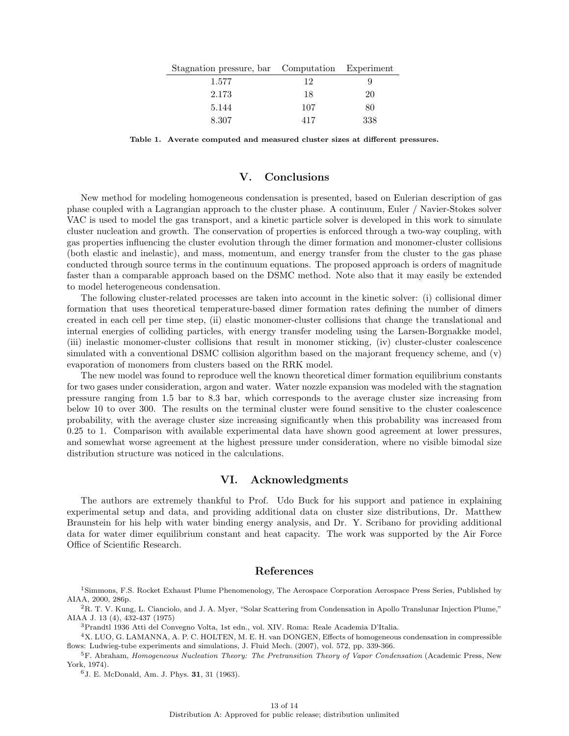| Stagnation pressure, bar | Computation | Experiment |
|---|---|---|
| 1.577 | 12 | 9 |
| 2.173 | 18 | 20 |
| 5.144 | 107 | 80 |
| 8.307 | 417 | 338 |

**Table 1. Averate computed and measured cluster sizes at different pressures.**

## V. Conclusions

New method for modeling homogeneous condensation is presented, based on Eulerian description of gas phase coupled with a Lagrangian approach to the cluster phase. A continuum, Euler / Navier-Stokes solver VAC is used to model the gas transport, and a kinetic particle solver is developed in this work to simulate cluster nucleation and growth. The conservation of properties is enforced through a two-way coupling, with gas properties influencing the cluster evolution through the dimer formation and monomer-cluster collisions (both elastic and inelastic), and mass, momentum, and energy transfer from the cluster to the gas phase conducted through source terms in the continuum equations. The proposed approach is orders of magnitude faster than a comparable approach based on the DSMC method. Note also that it may easily be extended to model heterogeneous condensation.

The following cluster-related processes are taken into account in the kinetic solver: (i) collisional dimer formation that uses theoretical temperature-based dimer formation rates defining the number of dimers created in each cell per time step, (ii) elastic monomer-cluster collisions that change the translational and internal energies of colliding particles, with energy transfer modeling using the Larsen-Borgnakke model, (iii) inelastic monomer-cluster collisions that result in monomer sticking, (iv) cluster-cluster coalescence simulated with a conventional DSMC collision algorithm based on the majorant frequency scheme, and (v) evaporation of monomers from clusters based on the RRK model.

The new model was found to reproduce well the known theoretical dimer formation equilibrium constants for two gases under consideration, argon and water. Water nozzle expansion was modeled with the stagnation pressure ranging from 1.5 bar to 8.3 bar, which corresponds to the average cluster size increasing from below 10 to over 300. The results on the terminal cluster were found sensitive to the cluster coalescence probability, with the average cluster size increasing significantly when this probability was increased from 0.25 to 1. Comparison with available experimental data have shown good agreement at lower pressures, and somewhat worse agreement at the highest pressure under consideration, where no visible bimodal size distribution structure was noticed in the calculations.

## VI. Acknowledgments

The authors are extremely thankful to Prof. Udo Buck for his support and patience in explaining experimental setup and data, and providing additional data on cluster size distributions, Dr. Matthew Braunstein for his help with water binding energy analysis, and Dr. Y. Scribano for providing additional data for water dimer equilibrium constant and heat capacity. The work was supported by the Air Force Office of Scientific Research.

## References

[1]Simmons, F.S. Rocket Exhaust Plume Phenomenology, The Aerospace Corporation Aerospace Press Series, Published by AIAA, 2000, 286p.

[2]R. T. V. Kung, L. Cianciolo, and J. A. Myer, "Solar Scattering from Condensation in Apollo Translunar Injection Plume," AIAA J. 13 (4), 432-437 (1975)

[3]Prandtl 1936 Atti del Convegno Volta, 1st edn., vol. XIV. Roma: Reale Academia D'Italia.

[4]X. LUO, G. LAMANNA, A. P. C. HOLTEN, M. E. H. van DONGEN, Effects of homogeneous condensation in compressible flows: Ludwieg-tube experiments and simulations, J. Fluid Mech. (2007), vol. 572, pp. 339-366.

[5]F. Abraham, *Homogeneous Nucleation Theory: The Pretransition Theory of Vapor Condensation* (Academic Press, New York, 1974).

[6]J. E. McDonald, Am. J. Phys. **31**, 31 (1963).

Distribution A: Approved for public release; distribution unlimited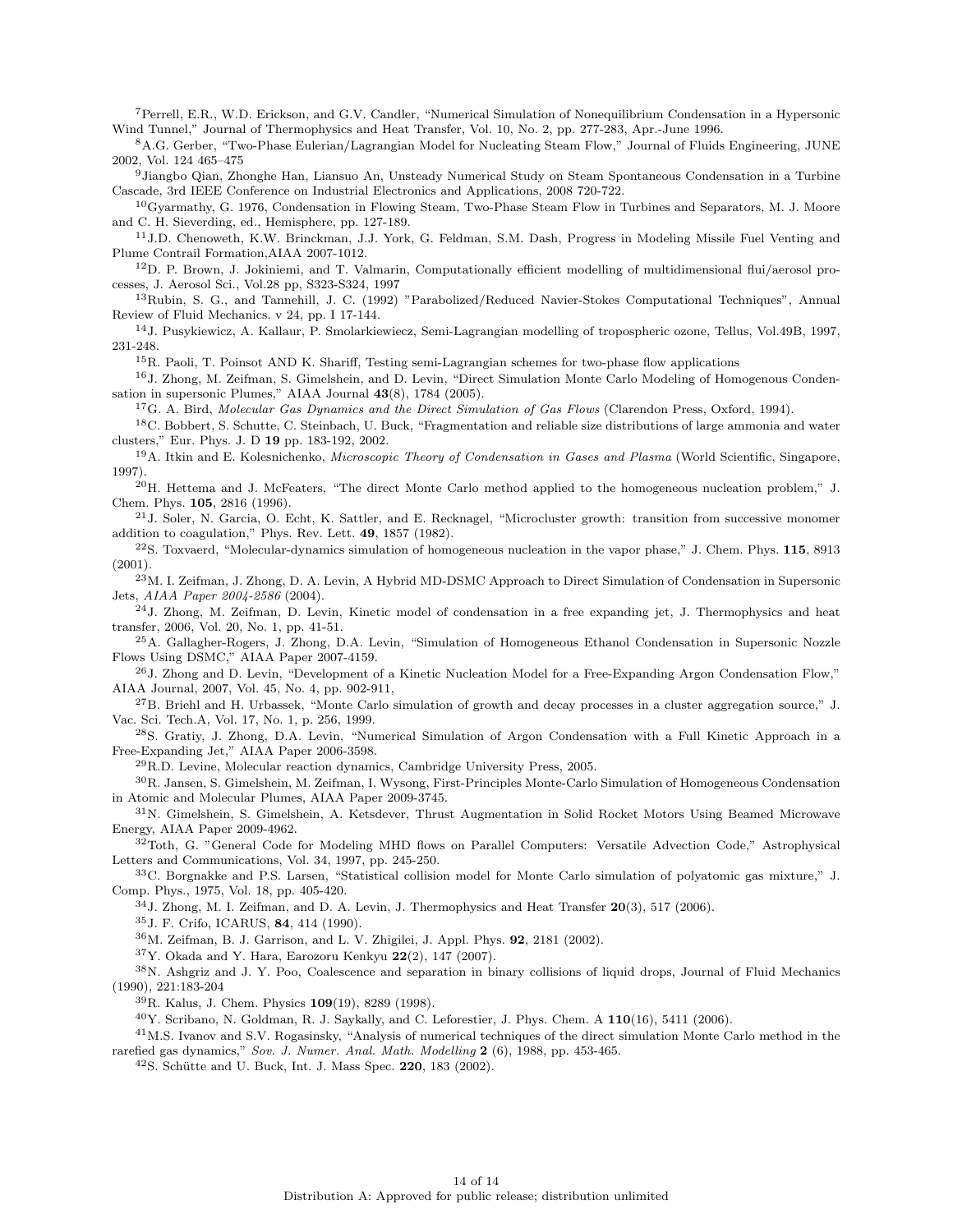[7]Perrell, E.R., W.D. Erickson, and G.V. Candler, "Numerical Simulation of Nonequilibrium Condensation in a Hypersonic Wind Tunnel," Journal of Thermophysics and Heat Transfer, Vol. 10, No. 2, pp. 277-283, Apr.-June 1996.

[8]A.G. Gerber, "Two-Phase Eulerian/Lagrangian Model for Nucleating Steam Flow," Journal of Fluids Engineering, JUNE 2002, Vol. 124 465–475

[9]Jiangbo Qian, Zhonghe Han, Liansuo An, Unsteady Numerical Study on Steam Spontaneous Condensation in a Turbine Cascade, 3rd IEEE Conference on Industrial Electronics and Applications, 2008 720-722.

[10]Gyarmathy, G. 1976, Condensation in Flowing Steam, Two-Phase Steam Flow in Turbines and Separators, M. J. Moore and C. H. Sieverding, ed., Hemisphere, pp. 127-189.

[11]J.D. Chenoweth, K.W. Brinckman, J.J. York, G. Feldman, S.M. Dash, Progress in Modeling Missile Fuel Venting and Plume Contrail Formation,AIAA 2007-1012.

[12]D. P. Brown, J. Jokiniemi, and T. Valmarin, Computationally efficient modelling of multidimensional flui/aerosol processes, J. Aerosol Sci., Vol.28 pp, S323-S324, 1997

[13]Rubin, S. G., and Tannehill, J. C. (1992) "Parabolized/Reduced Navier-Stokes Computational Techniques", Annual Review of Fluid Mechanics. v 24, pp. I 17-144.

[14]J. Pusykiewicz, A. Kallaur, P. Smolarkiewiecz, Semi-Lagrangian modelling of tropospheric ozone, Tellus, Vol.49B, 1997, 231-248.

[15]R. Paoli, T. Poinsot AND K. Shariff, Testing semi-Lagrangian schemes for two-phase flow applications

[16]J. Zhong, M. Zeifman, S. Gimelshein, and D. Levin, "Direct Simulation Monte Carlo Modeling of Homogenous Condensation in supersonic Plumes," AIAA Journal **43**(8), 1784 (2005).

[17]G. A. Bird, *Molecular Gas Dynamics and the Direct Simulation of Gas Flows* (Clarendon Press, Oxford, 1994).

[18]C. Bobbert, S. Schutte, C. Steinbach, U. Buck, "Fragmentation and reliable size distributions of large ammonia and water clusters," Eur. Phys. J. D **19** pp. 183-192, 2002.

[19]A. Itkin and E. Kolesnichenko, *Microscopic Theory of Condensation in Gases and Plasma* (World Scientific, Singapore, 1997).

[20]H. Hettema and J. McFeaters, "The direct Monte Carlo method applied to the homogeneous nucleation problem," J. Chem. Phys. **105**, 2816 (1996).

[21]J. Soler, N. Garcia, O. Echt, K. Sattler, and E. Recknagel, "Microcluster growth: transition from successive monomer addition to coagulation," Phys. Rev. Lett. **49**, 1857 (1982).

[22]S. Toxvaerd, "Molecular-dynamics simulation of homogeneous nucleation in the vapor phase," J. Chem. Phys. **115**, 8913 (2001).

[23]M. I. Zeifman, J. Zhong, D. A. Levin, A Hybrid MD-DSMC Approach to Direct Simulation of Condensation in Supersonic Jets, *AIAA Paper 2004-2586* (2004).

[24]J. Zhong, M. Zeifman, D. Levin, Kinetic model of condensation in a free expanding jet, J. Thermophysics and heat transfer, 2006, Vol. 20, No. 1, pp. 41-51.

[25]A. Gallagher-Rogers, J. Zhong, D.A. Levin, "Simulation of Homogeneous Ethanol Condensation in Supersonic Nozzle Flows Using DSMC," AIAA Paper 2007-4159.

[26]J. Zhong and D. Levin, "Development of a Kinetic Nucleation Model for a Free-Expanding Argon Condensation Flow," AIAA Journal, 2007, Vol. 45, No. 4, pp. 902-911,

[27]B. Briehl and H. Urbassek, "Monte Carlo simulation of growth and decay processes in a cluster aggregation source," J. Vac. Sci. Tech.A, Vol. 17, No. 1, p. 256, 1999.

[28]S. Gratiy, J. Zhong, D.A. Levin, "Numerical Simulation of Argon Condensation with a Full Kinetic Approach in a Free-Expanding Jet," AIAA Paper 2006-3598.

[29]R.D. Levine, Molecular reaction dynamics, Cambridge University Press, 2005.

[30]R. Jansen, S. Gimelshein, M. Zeifman, I. Wysong, First-Principles Monte-Carlo Simulation of Homogeneous Condensation in Atomic and Molecular Plumes, AIAA Paper 2009-3745.

[31]N. Gimelshein, S. Gimelshein, A. Ketsdever, Thrust Augmentation in Solid Rocket Motors Using Beamed Microwave Energy, AIAA Paper 2009-4962.

[32]Toth, G. "General Code for Modeling MHD flows on Parallel Computers: Versatile Advection Code," Astrophysical Letters and Communications, Vol. 34, 1997, pp. 245-250.

[33]C. Borgnakke and P.S. Larsen, "Statistical collision model for Monte Carlo simulation of polyatomic gas mixture," J. Comp. Phys., 1975, Vol. 18, pp. 405-420.

[34]J. Zhong, M. I. Zeifman, and D. A. Levin, J. Thermophysics and Heat Transfer **20**(3), 517 (2006).

[35]J. F. Crifo, ICARUS, **84**, 414 (1990).

[36]M. Zeifman, B. J. Garrison, and L. V. Zhigilei, J. Appl. Phys. **92**, 2181 (2002).

[37]Y. Okada and Y. Hara, Earozoru Kenkyu **22**(2), 147 (2007).

[38]N. Ashgriz and J. Y. Poo, Coalescence and separation in binary collisions of liquid drops, Journal of Fluid Mechanics (1990), 221:183-204

[39]R. Kalus, J. Chem. Physics **109**(19), 8289 (1998).

[40]Y. Scribano, N. Goldman, R. J. Saykally, and C. Leforestier, J. Phys. Chem. A **110**(16), 5411 (2006).

[41]M.S. Ivanov and S.V. Rogasinsky, "Analysis of numerical techniques of the direct simulation Monte Carlo method in the rarefied gas dynamics," *Sov. J. Numer. Anal. Math. Modelling* **2** (6), 1988, pp. 453-465.

[42]S. Schütte and U. Buck, Int. J. Mass Spec. **220**, 183 (2002).

Distribution A: Approved for public release; distribution unlimited